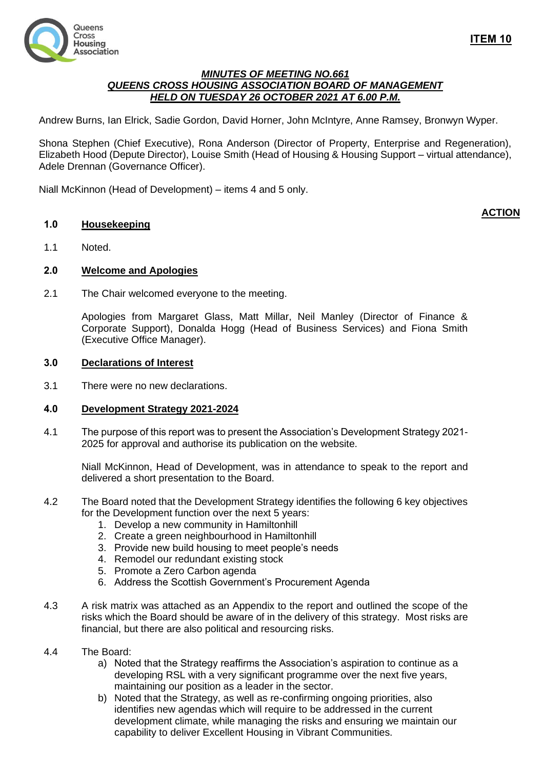**ITEM 10**

## *MINUTES OF MEETING NO.661*
## *QUEENS CROSS HOUSING ASSOCIATION BOARD OF MANAGEMENT*
## *HELD ON TUESDAY 26 OCTOBER 2021 AT 6.00 P.M.*

Andrew Burns, Ian Elrick, Sadie Gordon, David Horner, John McIntyre, Anne Ramsey, Bronwyn Wyper.

Shona Stephen (Chief Executive), Rona Anderson (Director of Property, Enterprise and Regeneration), Elizabeth Hood (Depute Director), Louise Smith (Head of Housing & Housing Support – virtual attendance), Adele Drennan (Governance Officer).

Niall McKinnon (Head of Development) – items 4 and 5 only.

**ACTION**

### 1.0 Housekeeping

1.1 Noted.

### 2.0 Welcome and Apologies

2.1 The Chair welcomed everyone to the meeting.

Apologies from Margaret Glass, Matt Millar, Neil Manley (Director of Finance & Corporate Support), Donalda Hogg (Head of Business Services) and Fiona Smith (Executive Office Manager).

### 3.0 Declarations of Interest

3.1 There were no new declarations.

### 4.0 Development Strategy 2021-2024

4.1 The purpose of this report was to present the Association's Development Strategy 2021-2025 for approval and authorise its publication on the website.

Niall McKinnon, Head of Development, was in attendance to speak to the report and delivered a short presentation to the Board.

4.2 The Board noted that the Development Strategy identifies the following 6 key objectives for the Development function over the next 5 years:

1. Develop a new community in Hamiltonhill
2. Create a green neighbourhood in Hamiltonhill
3. Provide new build housing to meet people's needs
4. Remodel our redundant existing stock
5. Promote a Zero Carbon agenda
6. Address the Scottish Government's Procurement Agenda

4.3 A risk matrix was attached as an Appendix to the report and outlined the scope of the risks which the Board should be aware of in the delivery of this strategy. Most risks are financial, but there are also political and resourcing risks.

4.4 The Board:

a) Noted that the Strategy reaffirms the Association's aspiration to continue as a developing RSL with a very significant programme over the next five years, maintaining our position as a leader in the sector.
b) Noted that the Strategy, as well as re-confirming ongoing priorities, also identifies new agendas which will require to be addressed in the current development climate, while managing the risks and ensuring we maintain our capability to deliver Excellent Housing in Vibrant Communities.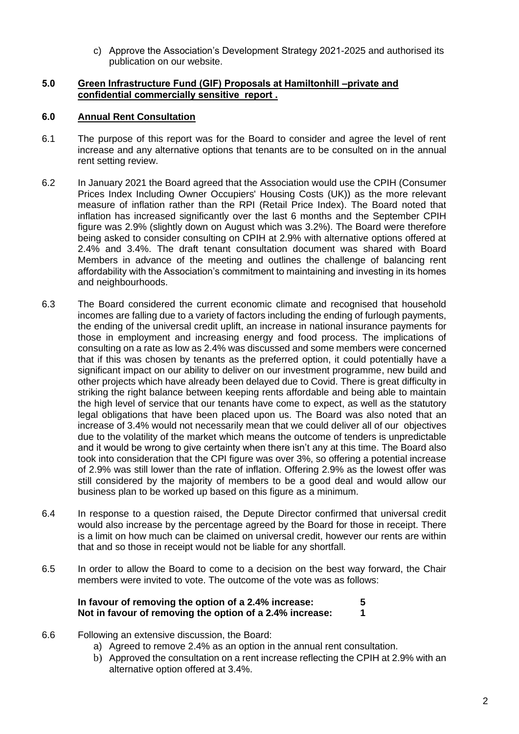c) Approve the Association's Development Strategy 2021-2025 and authorised its publication on our website.

**5.0 Green Infrastructure Fund (GIF) Proposals at Hamiltonhill –private and confidential commercially sensitive report .**

**6.0 Annual Rent Consultation**

6.1 The purpose of this report was for the Board to consider and agree the level of rent increase and any alternative options that tenants are to be consulted on in the annual rent setting review.

6.2 In January 2021 the Board agreed that the Association would use the CPIH (Consumer Prices Index Including Owner Occupiers' Housing Costs (UK)) as the more relevant measure of inflation rather than the RPI (Retail Price Index). The Board noted that inflation has increased significantly over the last 6 months and the September CPIH figure was 2.9% (slightly down on August which was 3.2%). The Board were therefore being asked to consider consulting on CPIH at 2.9% with alternative options offered at 2.4% and 3.4%. The draft tenant consultation document was shared with Board Members in advance of the meeting and outlines the challenge of balancing rent affordability with the Association's commitment to maintaining and investing in its homes and neighbourhoods.

6.3 The Board considered the current economic climate and recognised that household incomes are falling due to a variety of factors including the ending of furlough payments, the ending of the universal credit uplift, an increase in national insurance payments for those in employment and increasing energy and food process. The implications of consulting on a rate as low as 2.4% was discussed and some members were concerned that if this was chosen by tenants as the preferred option, it could potentially have a significant impact on our ability to deliver on our investment programme, new build and other projects which have already been delayed due to Covid. There is great difficulty in striking the right balance between keeping rents affordable and being able to maintain the high level of service that our tenants have come to expect, as well as the statutory legal obligations that have been placed upon us. The Board was also noted that an increase of 3.4% would not necessarily mean that we could deliver all of our objectives due to the volatility of the market which means the outcome of tenders is unpredictable and it would be wrong to give certainty when there isn't any at this time. The Board also took into consideration that the CPI figure was over 3%, so offering a potential increase of 2.9% was still lower than the rate of inflation. Offering 2.9% as the lowest offer was still considered by the majority of members to be a good deal and would allow our business plan to be worked up based on this figure as a minimum.

6.4 In response to a question raised, the Depute Director confirmed that universal credit would also increase by the percentage agreed by the Board for those in receipt. There is a limit on how much can be claimed on universal credit, however our rents are within that and so those in receipt would not be liable for any shortfall.

6.5 In order to allow the Board to come to a decision on the best way forward, the Chair members were invited to vote. The outcome of the vote was as follows:

**In favour of removing the option of a 2.4% increase: 5**
**Not in favour of removing the option of a 2.4% increase: 1**

6.6 Following an extensive discussion, the Board:

a) Agreed to remove 2.4% as an option in the annual rent consultation.
b) Approved the consultation on a rent increase reflecting the CPIH at 2.9% with an alternative option offered at 3.4%.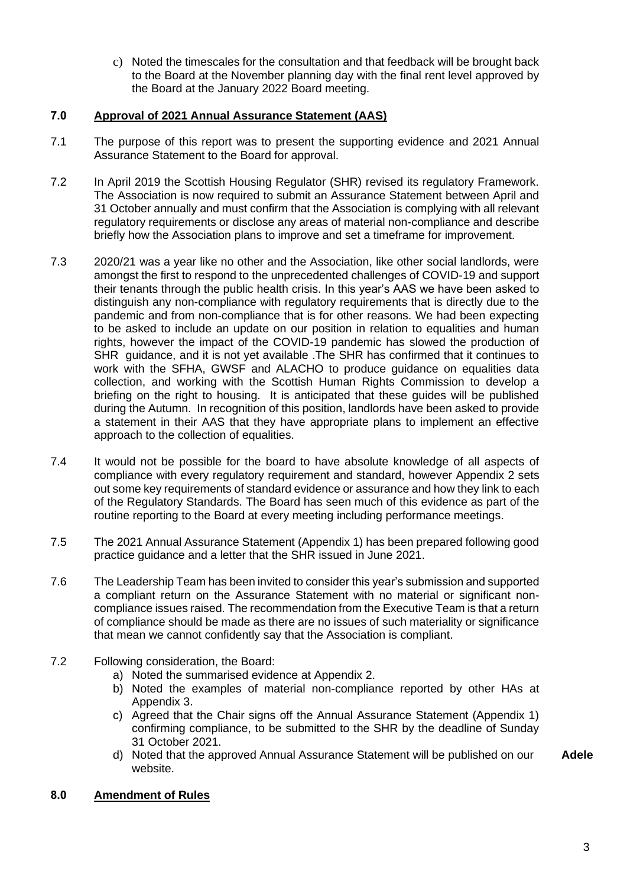c) Noted the timescales for the consultation and that feedback will be brought back to the Board at the November planning day with the final rent level approved by the Board at the January 2022 Board meeting.

## 7.0 Approval of 2021 Annual Assurance Statement (AAS)

7.1 The purpose of this report was to present the supporting evidence and 2021 Annual Assurance Statement to the Board for approval.

7.2 In April 2019 the Scottish Housing Regulator (SHR) revised its regulatory Framework. The Association is now required to submit an Assurance Statement between April and 31 October annually and must confirm that the Association is complying with all relevant regulatory requirements or disclose any areas of material non-compliance and describe briefly how the Association plans to improve and set a timeframe for improvement.

7.3 2020/21 was a year like no other and the Association, like other social landlords, were amongst the first to respond to the unprecedented challenges of COVID-19 and support their tenants through the public health crisis. In this year's AAS we have been asked to distinguish any non-compliance with regulatory requirements that is directly due to the pandemic and from non-compliance that is for other reasons. We had been expecting to be asked to include an update on our position in relation to equalities and human rights, however the impact of the COVID-19 pandemic has slowed the production of SHR guidance, and it is not yet available .The SHR has confirmed that it continues to work with the SFHA, GWSF and ALACHO to produce guidance on equalities data collection, and working with the Scottish Human Rights Commission to develop a briefing on the right to housing. It is anticipated that these guides will be published during the Autumn. In recognition of this position, landlords have been asked to provide a statement in their AAS that they have appropriate plans to implement an effective approach to the collection of equalities.

7.4 It would not be possible for the board to have absolute knowledge of all aspects of compliance with every regulatory requirement and standard, however Appendix 2 sets out some key requirements of standard evidence or assurance and how they link to each of the Regulatory Standards. The Board has seen much of this evidence as part of the routine reporting to the Board at every meeting including performance meetings.

7.5 The 2021 Annual Assurance Statement (Appendix 1) has been prepared following good practice guidance and a letter that the SHR issued in June 2021.

7.6 The Leadership Team has been invited to consider this year's submission and supported a compliant return on the Assurance Statement with no material or significant non-compliance issues raised. The recommendation from the Executive Team is that a return of compliance should be made as there are no issues of such materiality or significance that mean we cannot confidently say that the Association is compliant.

7.2 Following consideration, the Board:

a) Noted the summarised evidence at Appendix 2.
b) Noted the examples of material non-compliance reported by other HAs at Appendix 3.
c) Agreed that the Chair signs off the Annual Assurance Statement (Appendix 1) confirming compliance, to be submitted to the SHR by the deadline of Sunday 31 October 2021.
d) Noted that the approved Annual Assurance Statement will be published on our website. **Adele**

## 8.0 Amendment of Rules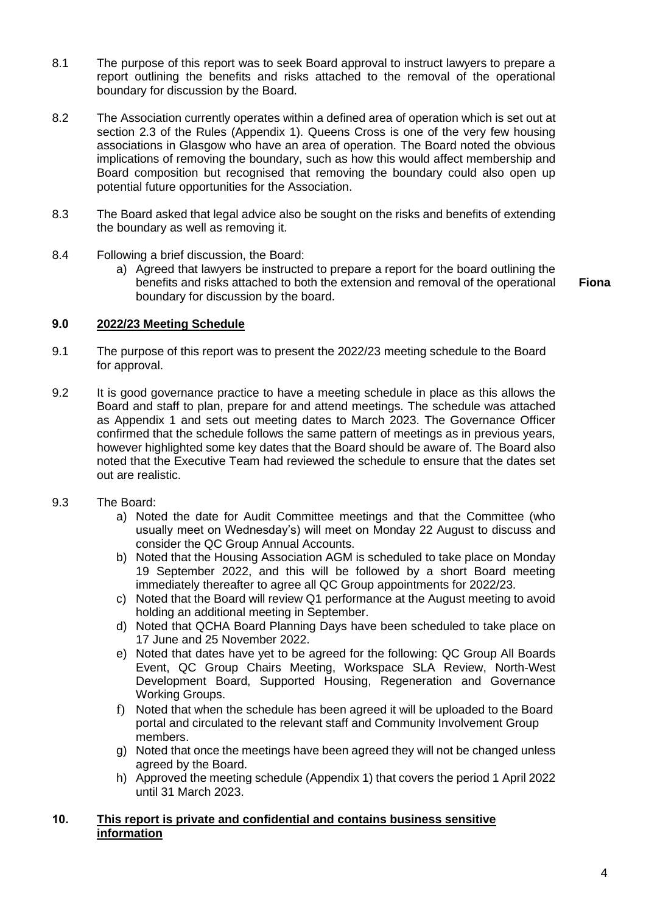8.1 The purpose of this report was to seek Board approval to instruct lawyers to prepare a report outlining the benefits and risks attached to the removal of the operational boundary for discussion by the Board.

8.2 The Association currently operates within a defined area of operation which is set out at section 2.3 of the Rules (Appendix 1). Queens Cross is one of the very few housing associations in Glasgow who have an area of operation. The Board noted the obvious implications of removing the boundary, such as how this would affect membership and Board composition but recognised that removing the boundary could also open up potential future opportunities for the Association.

8.3 The Board asked that legal advice also be sought on the risks and benefits of extending the boundary as well as removing it.

8.4 Following a brief discussion, the Board:

a) Agreed that lawyers be instructed to prepare a report for the board outlining the benefits and risks attached to both the extension and removal of the operational boundary for discussion by the board. **Fiona**

## 9.0 2022/23 Meeting Schedule

9.1 The purpose of this report was to present the 2022/23 meeting schedule to the Board for approval.

9.2 It is good governance practice to have a meeting schedule in place as this allows the Board and staff to plan, prepare for and attend meetings. The schedule was attached as Appendix 1 and sets out meeting dates to March 2023. The Governance Officer confirmed that the schedule follows the same pattern of meetings as in previous years, however highlighted some key dates that the Board should be aware of. The Board also noted that the Executive Team had reviewed the schedule to ensure that the dates set out are realistic.

9.3 The Board:

a) Noted the date for Audit Committee meetings and that the Committee (who usually meet on Wednesday's) will meet on Monday 22 August to discuss and consider the QC Group Annual Accounts.
b) Noted that the Housing Association AGM is scheduled to take place on Monday 19 September 2022, and this will be followed by a short Board meeting immediately thereafter to agree all QC Group appointments for 2022/23.
c) Noted that the Board will review Q1 performance at the August meeting to avoid holding an additional meeting in September.
d) Noted that QCHA Board Planning Days have been scheduled to take place on 17 June and 25 November 2022.
e) Noted that dates have yet to be agreed for the following: QC Group All Boards Event, QC Group Chairs Meeting, Workspace SLA Review, North-West Development Board, Supported Housing, Regeneration and Governance Working Groups.
f) Noted that when the schedule has been agreed it will be uploaded to the Board portal and circulated to the relevant staff and Community Involvement Group members.
g) Noted that once the meetings have been agreed they will not be changed unless agreed by the Board.
h) Approved the meeting schedule (Appendix 1) that covers the period 1 April 2022 until 31 March 2023.

## 10. This report is private and confidential and contains business sensitive information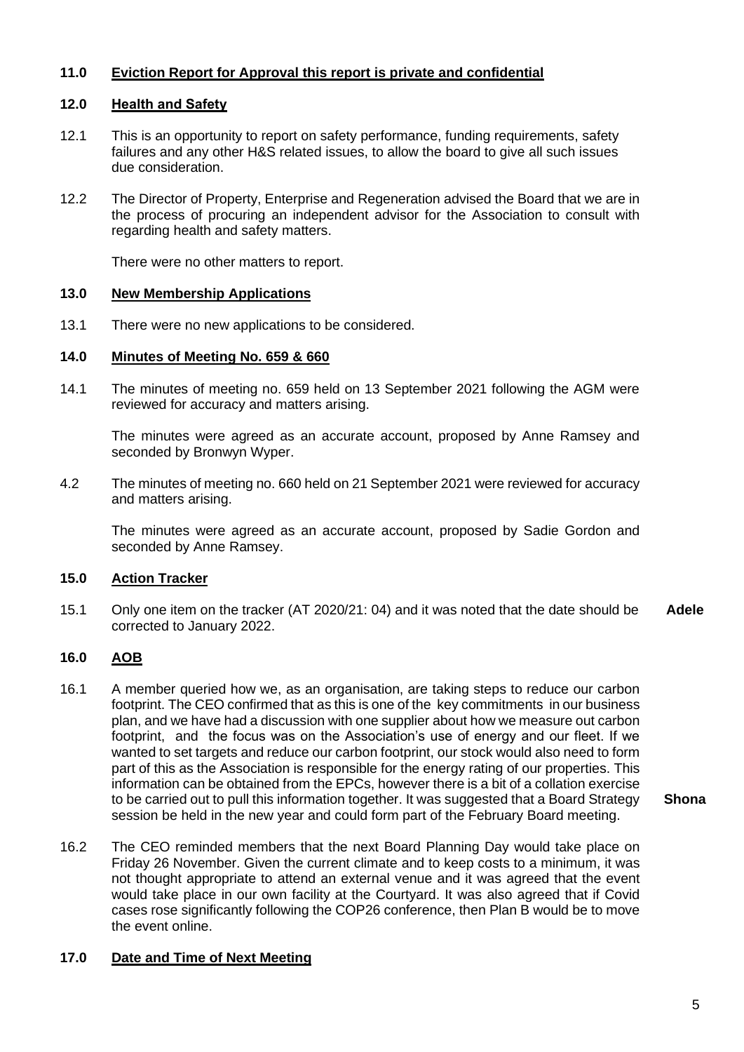## 11.0 Eviction Report for Approval this report is private and confidential

## 12.0 Health and Safety

12.1 This is an opportunity to report on safety performance, funding requirements, safety failures and any other H&S related issues, to allow the board to give all such issues due consideration.

12.2 The Director of Property, Enterprise and Regeneration advised the Board that we are in the process of procuring an independent advisor for the Association to consult with regarding health and safety matters.

There were no other matters to report.

## 13.0 New Membership Applications

13.1 There were no new applications to be considered.

## 14.0 Minutes of Meeting No. 659 & 660

14.1 The minutes of meeting no. 659 held on 13 September 2021 following the AGM were reviewed for accuracy and matters arising.

The minutes were agreed as an accurate account, proposed by Anne Ramsey and seconded by Bronwyn Wyper.

4.2 The minutes of meeting no. 660 held on 21 September 2021 were reviewed for accuracy and matters arising.

The minutes were agreed as an accurate account, proposed by Sadie Gordon and seconded by Anne Ramsey.

## 15.0 Action Tracker

15.1 Only one item on the tracker (AT 2020/21: 04) and it was noted that the date should be corrected to January 2022. **Adele**

## 16.0 AOB

16.1 A member queried how we, as an organisation, are taking steps to reduce our carbon footprint. The CEO confirmed that as this is one of the key commitments in our business plan, and we have had a discussion with one supplier about how we measure out carbon footprint, and the focus was on the Association's use of energy and our fleet. If we wanted to set targets and reduce our carbon footprint, our stock would also need to form part of this as the Association is responsible for the energy rating of our properties. This information can be obtained from the EPCs, however there is a bit of a collation exercise to be carried out to pull this information together. It was suggested that a Board Strategy session be held in the new year and could form part of the February Board meeting. **Shona**

16.2 The CEO reminded members that the next Board Planning Day would take place on Friday 26 November. Given the current climate and to keep costs to a minimum, it was not thought appropriate to attend an external venue and it was agreed that the event would take place in our own facility at the Courtyard. It was also agreed that if Covid cases rose significantly following the COP26 conference, then Plan B would be to move the event online.

## 17.0 Date and Time of Next Meeting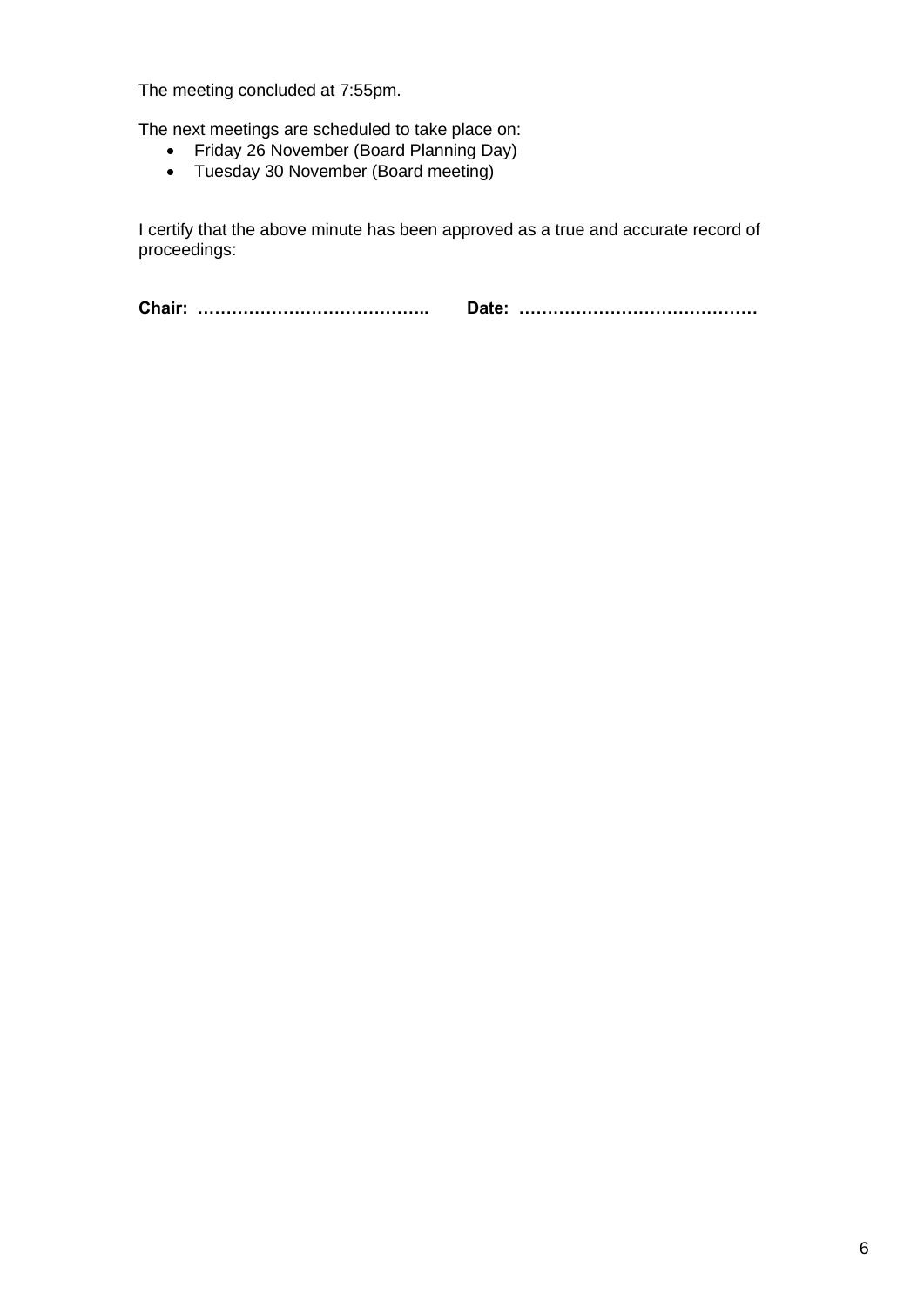The meeting concluded at 7:55pm.

The next meetings are scheduled to take place on:

- Friday 26 November (Board Planning Day)
- Tuesday 30 November (Board meeting)

I certify that the above minute has been approved as a true and accurate record of proceedings:

**Chair: …………………………………..      Date: ……………………………………**